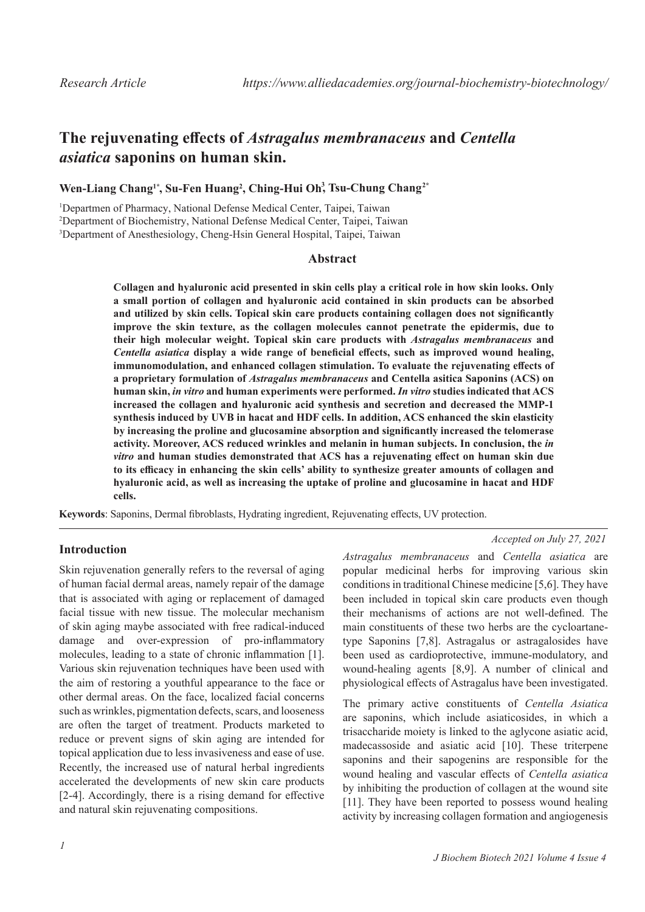Research Article https://www.alliedacademies.org/journal-biochemistry-biotechnology/

# The rejuvenating effects of *Astragalus membranaceus* and *Centella asiatica* saponins on human skin.

**Wen-Liang Chang[1*], Su-Fen Huang[2], Ching-Hui Oh[3], Tsu-Chung Chang[2*]**

[1]Departmen of Pharmacy, National Defense Medical Center, Taipei, Taiwan
[2]Department of Biochemistry, National Defense Medical Center, Taipei, Taiwan
[3]Department of Anesthesiology, Cheng-Hsin General Hospital, Taipei, Taiwan

## Abstract

**Collagen and hyaluronic acid presented in skin cells play a critical role in how skin looks. Only a small portion of collagen and hyaluronic acid contained in skin products can be absorbed and utilized by skin cells. Topical skin care products containing collagen does not significantly improve the skin texture, as the collagen molecules cannot penetrate the epidermis, due to their high molecular weight. Topical skin care products with *Astragalus membranaceus* and *Centella asiatica* display a wide range of beneficial effects, such as improved wound healing, immunomodulation, and enhanced collagen stimulation. To evaluate the rejuvenating effects of a proprietary formulation of *Astragalus membranaceus* and Centella asitica Saponins (ACS) on human skin, *in vitro* and human experiments were performed. *In vitro* studies indicated that ACS increased the collagen and hyaluronic acid synthesis and secretion and decreased the MMP-1 synthesis induced by UVB in hacat and HDF cells. In addition, ACS enhanced the skin elasticity by increasing the proline and glucosamine absorption and significantly increased the telomerase activity. Moreover, ACS reduced wrinkles and melanin in human subjects. In conclusion, the *in vitro* and human studies demonstrated that ACS has a rejuvenating effect on human skin due to its efficacy in enhancing the skin cells' ability to synthesize greater amounts of collagen and hyaluronic acid, as well as increasing the uptake of proline and glucosamine in hacat and HDF cells.**

**Keywords**: Saponins, Dermal fibroblasts, Hydrating ingredient, Rejuvenating effects, UV protection.

*Accepted on July 27, 2021*

## Introduction

Skin rejuvenation generally refers to the reversal of aging of human facial dermal areas, namely repair of the damage that is associated with aging or replacement of damaged facial tissue with new tissue. The molecular mechanism of skin aging maybe associated with free radical-induced damage and over-expression of pro-inflammatory molecules, leading to a state of chronic inflammation [1]. Various skin rejuvenation techniques have been used with the aim of restoring a youthful appearance to the face or other dermal areas. On the face, localized facial concerns such as wrinkles, pigmentation defects, scars, and looseness are often the target of treatment. Products marketed to reduce or prevent signs of skin aging are intended for topical application due to less invasiveness and ease of use. Recently, the increased use of natural herbal ingredients accelerated the developments of new skin care products [2-4]. Accordingly, there is a rising demand for effective and natural skin rejuvenating compositions.

*Astragalus membranaceus* and *Centella asiatica* are popular medicinal herbs for improving various skin conditions in traditional Chinese medicine [5,6]. They have been included in topical skin care products even though their mechanisms of actions are not well-defined. The main constituents of these two herbs are the cycloartane-type Saponins [7,8]. Astragalus or astragalosides have been used as cardioprotective, immune-modulatory, and wound-healing agents [8,9]. A number of clinical and physiological effects of Astragalus have been investigated.

The primary active constituents of *Centella Asiatica* are saponins, which include asiaticosides, in which a trisaccharide moiety is linked to the aglycone asiatic acid, madecassoside and asiatic acid [10]. These triterpene saponins and their sapogenins are responsible for the wound healing and vascular effects of *Centella asiatica* by inhibiting the production of collagen at the wound site [11]. They have been reported to possess wound healing activity by increasing collagen formation and angiogenesis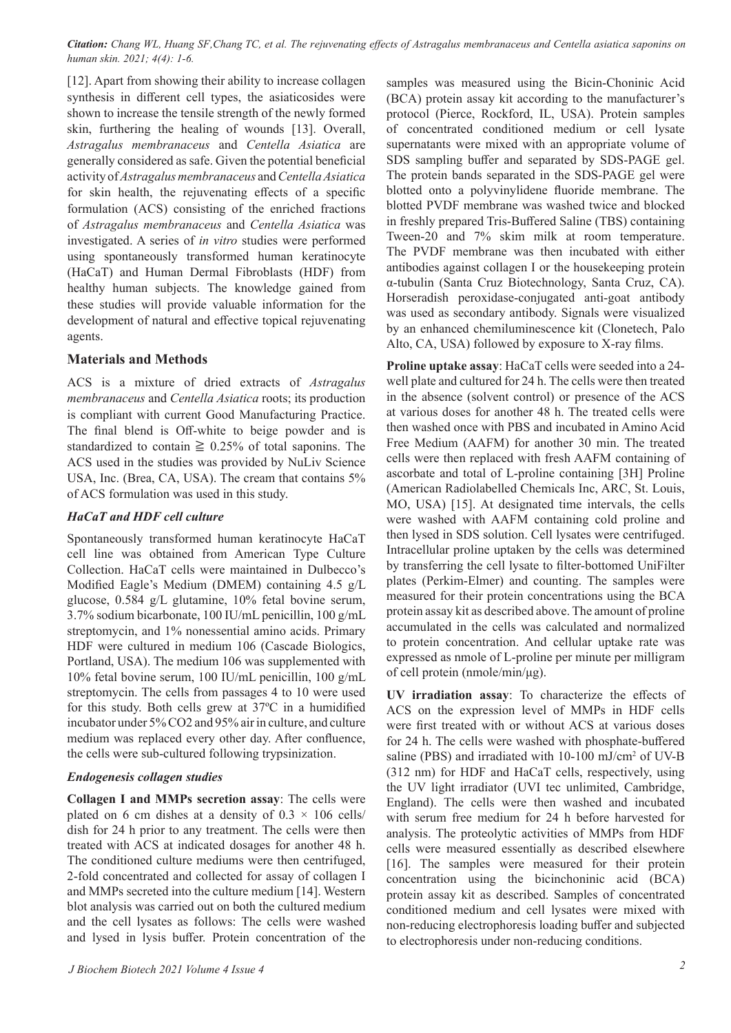[12]. Apart from showing their ability to increase collagen synthesis in different cell types, the asiaticosides were shown to increase the tensile strength of the newly formed skin, furthering the healing of wounds [13]. Overall, *Astragalus membranaceus* and *Centella Asiatica* are generally considered as safe. Given the potential beneficial activity of *Astragalus membranaceus* and *Centella Asiatica* for skin health, the rejuvenating effects of a specific formulation (ACS) consisting of the enriched fractions of *Astragalus membranaceus* and *Centella Asiatica* was investigated. A series of *in vitro* studies were performed using spontaneously transformed human keratinocyte (HaCaT) and Human Dermal Fibroblasts (HDF) from healthy human subjects. The knowledge gained from these studies will provide valuable information for the development of natural and effective topical rejuvenating agents.

## Materials and Methods

ACS is a mixture of dried extracts of *Astragalus membranaceus* and *Centella Asiatica* roots; its production is compliant with current Good Manufacturing Practice. The final blend is Off-white to beige powder and is standardized to contain ≧ 0.25% of total saponins. The ACS used in the studies was provided by NuLiv Science USA, Inc. (Brea, CA, USA). The cream that contains 5% of ACS formulation was used in this study.

### *HaCaT and HDF cell culture*

Spontaneously transformed human keratinocyte HaCaT cell line was obtained from American Type Culture Collection. HaCaT cells were maintained in Dulbecco's Modified Eagle's Medium (DMEM) containing 4.5 g/L glucose, 0.584 g/L glutamine, 10% fetal bovine serum, 3.7% sodium bicarbonate, 100 IU/mL penicillin, 100 g/mL streptomycin, and 1% nonessential amino acids. Primary HDF were cultured in medium 106 (Cascade Biologics, Portland, USA). The medium 106 was supplemented with 10% fetal bovine serum, 100 IU/mL penicillin, 100 g/mL streptomycin. The cells from passages 4 to 10 were used for this study. Both cells grew at 37ºC in a humidified incubator under 5% $CO_2$ and 95% air in culture, and culture medium was replaced every other day. After confluence, the cells were sub-cultured following trypsinization.

### *Endogenesis collagen studies*

**Collagen I and MMPs secretion assay**: The cells were plated on 6 cm dishes at a density of $0.3 \times 10^6$ cells/dish for 24 h prior to any treatment. The cells were then treated with ACS at indicated dosages for another 48 h. The conditioned culture mediums were then centrifuged, 2-fold concentrated and collected for assay of collagen I and MMPs secreted into the culture medium [14]. Western blot analysis was carried out on both the cultured medium and the cell lysates as follows: The cells were washed and lysed in lysis buffer. Protein concentration of the samples was measured using the Bicin-Choninic Acid (BCA) protein assay kit according to the manufacturer's protocol (Pierce, Rockford, IL, USA). Protein samples of concentrated conditioned medium or cell lysate supernatants were mixed with an appropriate volume of SDS sampling buffer and separated by SDS-PAGE gel. The protein bands separated in the SDS-PAGE gel were blotted onto a polyvinylidene fluoride membrane. The blotted PVDF membrane was washed twice and blocked in freshly prepared Tris-Buffered Saline (TBS) containing Tween-20 and 7% skim milk at room temperature. The PVDF membrane was then incubated with either antibodies against collagen I or the housekeeping protein α-tubulin (Santa Cruz Biotechnology, Santa Cruz, CA). Horseradish peroxidase-conjugated anti-goat antibody was used as secondary antibody. Signals were visualized by an enhanced chemiluminescence kit (Clonetech, Palo Alto, CA, USA) followed by exposure to X-ray films.

**Proline uptake assay**: HaCaT cells were seeded into a 24-well plate and cultured for 24 h. The cells were then treated in the absence (solvent control) or presence of the ACS at various doses for another 48 h. The treated cells were then washed once with PBS and incubated in Amino Acid Free Medium (AAFM) for another 30 min. The treated cells were then replaced with fresh AAFM containing of ascorbate and total of L-proline containing [3H] Proline (American Radiolabelled Chemicals Inc, ARC, St. Louis, MO, USA) [15]. At designated time intervals, the cells were washed with AAFM containing cold proline and then lysed in SDS solution. Cell lysates were centrifuged. Intracellular proline uptaken by the cells was determined by transferring the cell lysate to filter-bottomed UniFilter plates (Perkim-Elmer) and counting. The samples were measured for their protein concentrations using the BCA protein assay kit as described above. The amount of proline accumulated in the cells was calculated and normalized to protein concentration. And cellular uptake rate was expressed as nmole of L-proline per minute per milligram of cell protein (nmole/min/μg).

**UV irradiation assay**: To characterize the effects of ACS on the expression level of MMPs in HDF cells were first treated with or without ACS at various doses for 24 h. The cells were washed with phosphate-buffered saline (PBS) and irradiated with 10-100 mJ/cm$^2$ of UV-B (312 nm) for HDF and HaCaT cells, respectively, using the UV light irradiator (UVI tec unlimited, Cambridge, England). The cells were then washed and incubated with serum free medium for 24 h before harvested for analysis. The proteolytic activities of MMPs from HDF cells were measured essentially as described elsewhere [16]. The samples were measured for their protein concentration using the bicinchoninic acid (BCA) protein assay kit as described. Samples of concentrated conditioned medium and cell lysates were mixed with non-reducing electrophoresis loading buffer and subjected to electrophoresis under non-reducing conditions.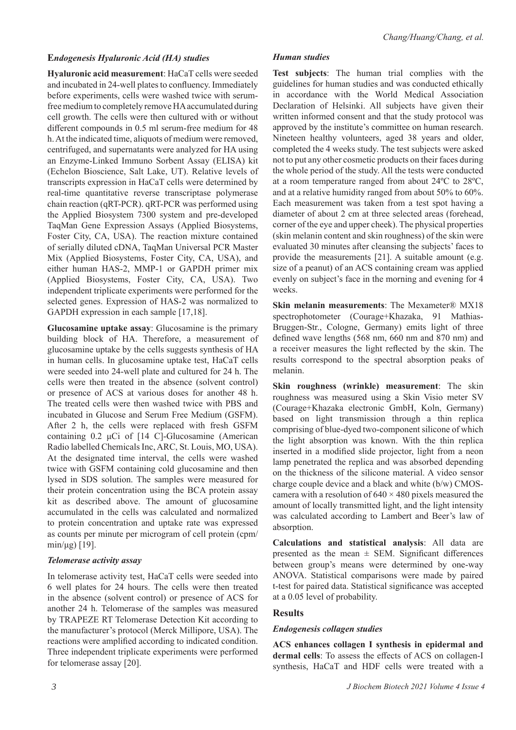### Endogenesis Hyaluronic Acid (HA) studies

**Hyaluronic acid measurement**: HaCaT cells were seeded and incubated in 24-well plates to confluency. Immediately before experiments, cells were washed twice with serum-free medium to completely remove HA accumulated during cell growth. The cells were then cultured with or without different compounds in 0.5 ml serum-free medium for 48 h. At the indicated time, aliquots of medium were removed, centrifuged, and supernatants were analyzed for HA using an Enzyme-Linked Immuno Sorbent Assay (ELISA) kit (Echelon Bioscience, Salt Lake, UT). Relative levels of transcripts expression in HaCaT cells were determined by real-time quantitative reverse transcriptase polymerase chain reaction (qRT-PCR). qRT-PCR was performed using the Applied Biosystem 7300 system and pre-developed TaqMan Gene Expression Assays (Applied Biosystems, Foster City, CA, USA). The reaction mixture contained of serially diluted cDNA, TaqMan Universal PCR Master Mix (Applied Biosystems, Foster City, CA, USA), and either human HAS-2, MMP-1 or GAPDH primer mix (Applied Biosystems, Foster City, CA, USA). Two independent triplicate experiments were performed for the selected genes. Expression of HAS-2 was normalized to GAPDH expression in each sample [17,18].

**Glucosamine uptake assay**: Glucosamine is the primary building block of HA. Therefore, a measurement of glucosamine uptake by the cells suggests synthesis of HA in human cells. In glucosamine uptake test, HaCaT cells were seeded into 24-well plate and cultured for 24 h. The cells were then treated in the absence (solvent control) or presence of ACS at various doses for another 48 h. The treated cells were then washed twice with PBS and incubated in Glucose and Serum Free Medium (GSFM). After 2 h, the cells were replaced with fresh GSFM containing 0.2 μCi of [14 C]-Glucosamine (American Radio labelled Chemicals Inc, ARC, St. Louis, MO, USA). At the designated time interval, the cells were washed twice with GSFM containing cold glucosamine and then lysed in SDS solution. The samples were measured for their protein concentration using the BCA protein assay kit as described above. The amount of glucosamine accumulated in the cells was calculated and normalized to protein concentration and uptake rate was expressed as counts per minute per microgram of cell protein (cpm/min/μg) [19].

### Telomerase activity assay

In telomerase activity test, HaCaT cells were seeded into 6 well plates for 24 hours. The cells were then treated in the absence (solvent control) or presence of ACS for another 24 h. Telomerase of the samples was measured by TRAPEZE RT Telomerase Detection Kit according to the manufacturer's protocol (Merck Millipore, USA). The reactions were amplified according to indicated condition. Three independent triplicate experiments were performed for telomerase assay [20].

### Human studies

**Test subjects**: The human trial complies with the guidelines for human studies and was conducted ethically in accordance with the World Medical Association Declaration of Helsinki. All subjects have given their written informed consent and that the study protocol was approved by the institute's committee on human research. Nineteen healthy volunteers, aged 38 years and older, completed the 4 weeks study. The test subjects were asked not to put any other cosmetic products on their faces during the whole period of the study. All the tests were conducted at a room temperature ranged from about 24ºC to 28ºC, and at a relative humidity ranged from about 50% to 60%. Each measurement was taken from a test spot having a diameter of about 2 cm at three selected areas (forehead, corner of the eye and upper cheek). The physical properties (skin melanin content and skin roughness) of the skin were evaluated 30 minutes after cleansing the subjects' faces to provide the measurements [21]. A suitable amount (e.g. size of a peanut) of an ACS containing cream was applied evenly on subject's face in the morning and evening for 4 weeks.

**Skin melanin measurements**: The Mexameter® MX18 spectrophotometer (Courage+Khazaka, 91 Mathias-Bruggen-Str., Cologne, Germany) emits light of three defined wave lengths (568 nm, 660 nm and 870 nm) and a receiver measures the light reflected by the skin. The results correspond to the spectral absorption peaks of melanin.

**Skin roughness (wrinkle) measurement**: The skin roughness was measured using a Skin Visio meter SV (Courage+Khazaka electronic GmbH, Koln, Germany) based on light transmission through a thin replica comprising of blue-dyed two-component silicone of which the light absorption was known. With the thin replica inserted in a modified slide projector, light from a neon lamp penetrated the replica and was absorbed depending on the thickness of the silicone material. A video sensor charge couple device and a black and white (b/w) CMOS-camera with a resolution of $640 \times 480$ pixels measured the amount of locally transmitted light, and the light intensity was calculated according to Lambert and Beer's law of absorption.

**Calculations and statistical analysis**: All data are presented as the mean ± SEM. Significant differences between group's means were determined by one-way ANOVA. Statistical comparisons were made by paired t-test for paired data. Statistical significance was accepted at a 0.05 level of probability.

## Results

### Endogenesis collagen studies

**ACS enhances collagen I synthesis in epidermal and dermal cells**: To assess the effects of ACS on collagen-I synthesis, HaCaT and HDF cells were treated with a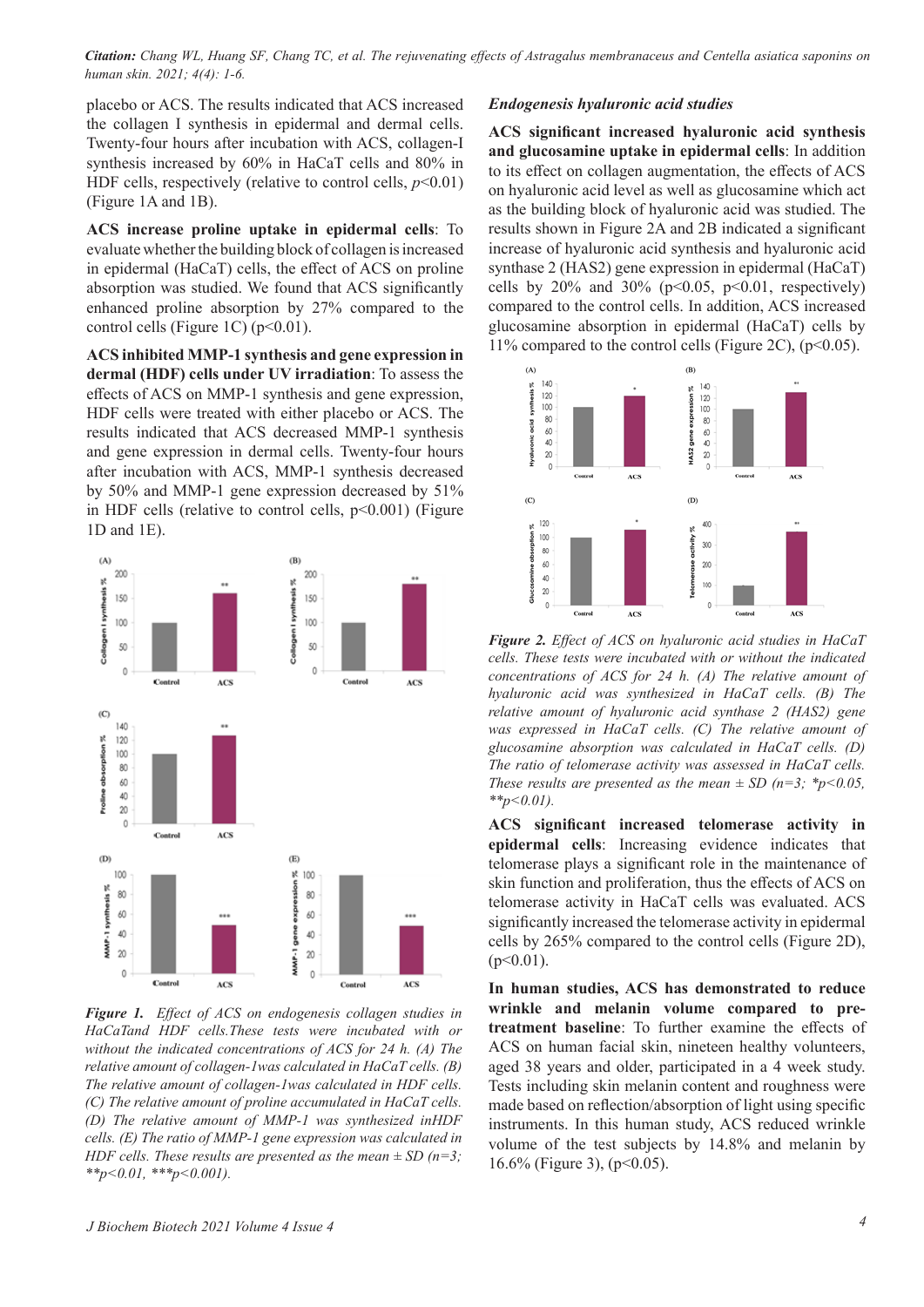placebo or ACS. The results indicated that ACS increased the collagen I synthesis in epidermal and dermal cells. Twenty-four hours after incubation with ACS, collagen-I synthesis increased by 60% in HaCaT cells and 80% in HDF cells, respectively (relative to control cells, $p<0.01$) (Figure 1A and 1B).

**ACS increase proline uptake in epidermal cells**: To evaluate whether the building block of collagen is increased in epidermal (HaCaT) cells, the effect of ACS on proline absorption was studied. We found that ACS significantly enhanced proline absorption by 27% compared to the control cells (Figure 1C) ($p<0.01$).

**ACS inhibited MMP-1 synthesis and gene expression in dermal (HDF) cells under UV irradiation**: To assess the effects of ACS on MMP-1 synthesis and gene expression, HDF cells were treated with either placebo or ACS. The results indicated that ACS decreased MMP-1 synthesis and gene expression in dermal cells. Twenty-four hours after incubation with ACS, MMP-1 synthesis decreased by 50% and MMP-1 gene expression decreased by 51% in HDF cells (relative to control cells, $p<0.001$) (Figure 1D and 1E).

*Figure 1. Effect of ACS on endogenesis collagen studies in HaCaTand HDF cells.These tests were incubated with or without the indicated concentrations of ACS for 24 h. (A) The relative amount of collagen-1was calculated in HaCaT cells. (B) The relative amount of collagen-1was calculated in HDF cells. (C) The relative amount of proline accumulated in HaCaT cells. (D) The relative amount of MMP-1 was synthesized inHDF cells. (E) The ratio of MMP-1 gene expression was calculated in HDF cells. These results are presented as the mean ± SD (n=3; **p<0.01, ***p<0.001).*

### *Endogenesis hyaluronic acid studies*

**ACS significant increased hyaluronic acid synthesis and glucosamine uptake in epidermal cells**: In addition to its effect on collagen augmentation, the effects of ACS on hyaluronic acid level as well as glucosamine which act as the building block of hyaluronic acid was studied. The results shown in Figure 2A and 2B indicated a significant increase of hyaluronic acid synthesis and hyaluronic acid synthase 2 (HAS2) gene expression in epidermal (HaCaT) cells by 20% and 30% ($p<0.05$, $p<0.01$, respectively) compared to the control cells. In addition, ACS increased glucosamine absorption in epidermal (HaCaT) cells by 11% compared to the control cells (Figure 2C), ($p<0.05$).

*Figure 2. Effect of ACS on hyaluronic acid studies in HaCaT cells. These tests were incubated with or without the indicated concentrations of ACS for 24 h. (A) The relative amount of hyaluronic acid was synthesized in HaCaT cells. (B) The relative amount of hyaluronic acid synthase 2 (HAS2) gene was expressed in HaCaT cells. (C) The relative amount of glucosamine absorption was calculated in HaCaT cells. (D) The ratio of telomerase activity was assessed in HaCaT cells. These results are presented as the mean ± SD (n=3; *p<0.05, **p<0.01).*

**ACS significant increased telomerase activity in epidermal cells**: Increasing evidence indicates that telomerase plays a significant role in the maintenance of skin function and proliferation, thus the effects of ACS on telomerase activity in HaCaT cells was evaluated. ACS significantly increased the telomerase activity in epidermal cells by 265% compared to the control cells (Figure 2D), ($p<0.01$).

**In human studies, ACS has demonstrated to reduce wrinkle and melanin volume compared to pre-treatment baseline**: To further examine the effects of ACS on human facial skin, nineteen healthy volunteers, aged 38 years and older, participated in a 4 week study. Tests including skin melanin content and roughness were made based on reflection/absorption of light using specific instruments. In this human study, ACS reduced wrinkle volume of the test subjects by 14.8% and melanin by 16.6% (Figure 3), ($p<0.05$).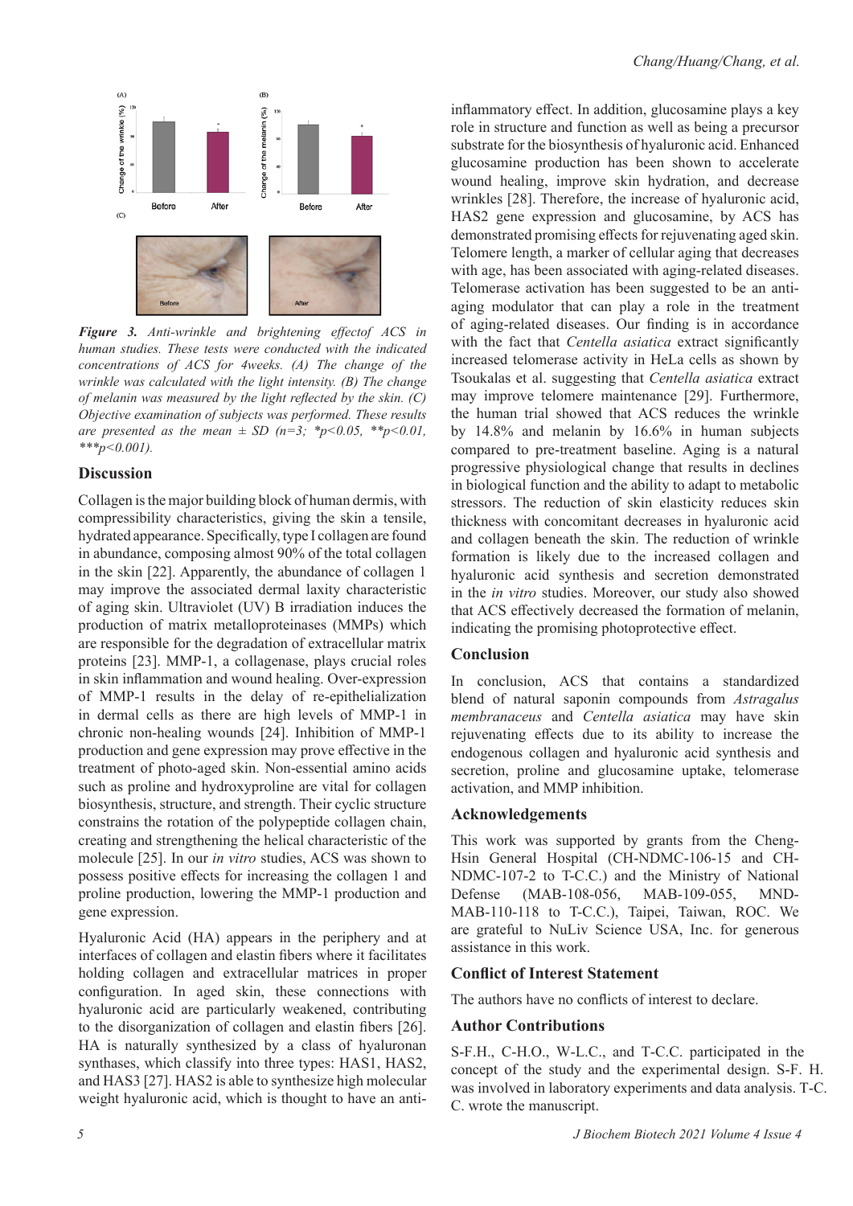**Figure 3.** *Anti-wrinkle and brightening effectof ACS in human studies. These tests were conducted with the indicated concentrations of ACS for 4weeks. (A) The change of the wrinkle was calculated with the light intensity. (B) The change of melanin was measured by the light reflected by the skin. (C) Objective examination of subjects was performed. These results are presented as the mean ± SD (n=3; *p<0.05, **p<0.01, ***p<0.001).*

## Discussion

Collagen is the major building block of human dermis, with compressibility characteristics, giving the skin a tensile, hydrated appearance. Specifically, type I collagen are found in abundance, composing almost 90% of the total collagen in the skin [22]. Apparently, the abundance of collagen 1 may improve the associated dermal laxity characteristic of aging skin. Ultraviolet (UV) B irradiation induces the production of matrix metalloproteinases (MMPs) which are responsible for the degradation of extracellular matrix proteins [23]. MMP-1, a collagenase, plays crucial roles in skin inflammation and wound healing. Over-expression of MMP-1 results in the delay of re-epithelialization in dermal cells as there are high levels of MMP-1 in chronic non-healing wounds [24]. Inhibition of MMP-1 production and gene expression may prove effective in the treatment of photo-aged skin. Non-essential amino acids such as proline and hydroxyproline are vital for collagen biosynthesis, structure, and strength. Their cyclic structure constrains the rotation of the polypeptide collagen chain, creating and strengthening the helical characteristic of the molecule [25]. In our *in vitro* studies, ACS was shown to possess positive effects for increasing the collagen 1 and proline production, lowering the MMP-1 production and gene expression.

Hyaluronic Acid (HA) appears in the periphery and at interfaces of collagen and elastin fibers where it facilitates holding collagen and extracellular matrices in proper configuration. In aged skin, these connections with hyaluronic acid are particularly weakened, contributing to the disorganization of collagen and elastin fibers [26]. HA is naturally synthesized by a class of hyaluronan synthases, which classify into three types: HAS1, HAS2, and HAS3 [27]. HAS2 is able to synthesize high molecular weight hyaluronic acid, which is thought to have an anti-inflammatory effect. In addition, glucosamine plays a key role in structure and function as well as being a precursor substrate for the biosynthesis of hyaluronic acid. Enhanced glucosamine production has been shown to accelerate wound healing, improve skin hydration, and decrease wrinkles [28]. Therefore, the increase of hyaluronic acid, HAS2 gene expression and glucosamine, by ACS has demonstrated promising effects for rejuvenating aged skin. Telomere length, a marker of cellular aging that decreases with age, has been associated with aging-related diseases. Telomerase activation has been suggested to be an anti-aging modulator that can play a role in the treatment of aging-related diseases. Our finding is in accordance with the fact that *Centella asiatica* extract significantly increased telomerase activity in HeLa cells as shown by Tsoukalas et al. suggesting that *Centella asiatica* extract may improve telomere maintenance [29]. Furthermore, the human trial showed that ACS reduces the wrinkle by 14.8% and melanin by 16.6% in human subjects compared to pre-treatment baseline. Aging is a natural progressive physiological change that results in declines in biological function and the ability to adapt to metabolic stressors. The reduction of skin elasticity reduces skin thickness with concomitant decreases in hyaluronic acid and collagen beneath the skin. The reduction of wrinkle formation is likely due to the increased collagen and hyaluronic acid synthesis and secretion demonstrated in the *in vitro* studies. Moreover, our study also showed that ACS effectively decreased the formation of melanin, indicating the promising photoprotective effect.

## Conclusion

In conclusion, ACS that contains a standardized blend of natural saponin compounds from *Astragalus membranaceus* and *Centella asiatica* may have skin rejuvenating effects due to its ability to increase the endogenous collagen and hyaluronic acid synthesis and secretion, proline and glucosamine uptake, telomerase activation, and MMP inhibition.

## Acknowledgements

This work was supported by grants from the Cheng-Hsin General Hospital (CH-NDMC-106-15 and CH-NDMC-107-2 to T-C.C.) and the Ministry of National Defense (MAB-108-056, MAB-109-055, MND-MAB-110-118 to T-C.C.), Taipei, Taiwan, ROC. We are grateful to NuLiv Science USA, Inc. for generous assistance in this work.

## Conflict of Interest Statement

The authors have no conflicts of interest to declare.

## Author Contributions

S-F.H., C-H.O., W-L.C., and T-C.C. participated in the concept of the study and the experimental design. S-F. H. was involved in laboratory experiments and data analysis. T-C. C. wrote the manuscript.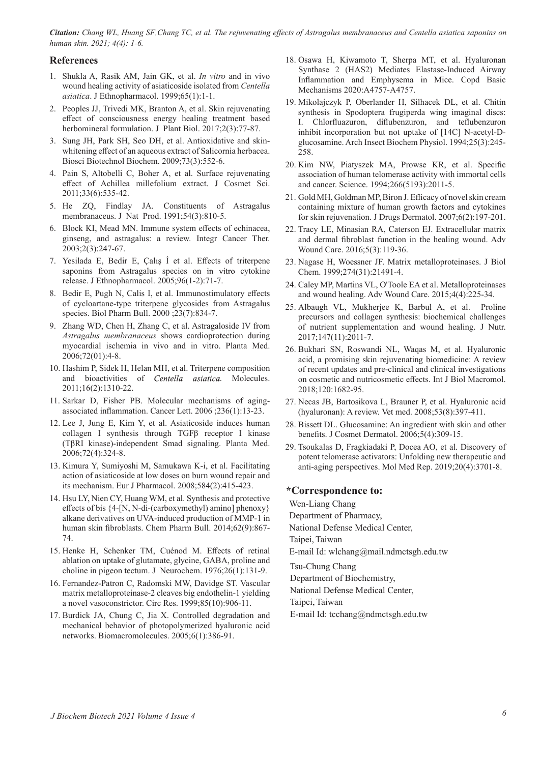*Citation: Chang WL, Huang SF,Chang TC, et al. The rejuvenating effects of Astragalus membranaceus and Centella asiatica saponins on human skin. 2021; 4(4): 1-6.*

## References

1. Shukla A, Rasik AM, Jain GK, et al. *In vitro* and in vivo wound healing activity of asiaticoside isolated from *Centella asiatica*. J Ethnopharmacol. 1999;65(1):1-1.
2. Peoples JJ, Trivedi MK, Branton A, et al. Skin rejuvenating effect of consciousness energy healing treatment based herbomineral formulation. J Plant Biol. 2017;2(3):77-87.
3. Sung JH, Park SH, Seo DH, et al. Antioxidative and skin-whitening effect of an aqueous extract of Salicornia herbacea. Biosci Biotechnol Biochem. 2009;73(3):552-6.
4. Pain S, Altobelli C, Boher A, et al. Surface rejuvenating effect of Achillea millefolium extract. J Cosmet Sci. 2011;33(6):535-42.
5. He ZQ, Findlay JA. Constituents of Astragalus membranaceus. J Nat Prod. 1991;54(3):810-5.
6. Block KI, Mead MN. Immune system effects of echinacea, ginseng, and astragalus: a review. Integr Cancer Ther. 2003;2(3):247-67.
7. Yesilada E, Bedir E, Çalış İ et al. Effects of triterpene saponins from Astragalus species on in vitro cytokine release. J Ethnopharmacol. 2005;96(1-2):71-7.
8. Bedir E, Pugh N, Calis I, et al. Immunostimulatory effects of cycloartane-type triterpene glycosides from Astragalus species. Biol Pharm Bull. 2000 ;23(7):834-7.
9. Zhang WD, Chen H, Zhang C, et al. Astragaloside IV from *Astragalus membranaceus* shows cardioprotection during myocardial ischemia in vivo and in vitro. Planta Med. 2006;72(01):4-8.
10. Hashim P, Sidek H, Helan MH, et al. Triterpene composition and bioactivities of *Centella asiatica*. Molecules. 2011;16(2):1310-22.
11. Sarkar D, Fisher PB. Molecular mechanisms of aging-associated inflammation. Cancer Lett. 2006 ;236(1):13-23.
12. Lee J, Jung E, Kim Y, et al. Asiaticoside induces human collagen I synthesis through TGFβ receptor I kinase (TβRI kinase)-independent Smad signaling. Planta Med. 2006;72(4):324-8.
13. Kimura Y, Sumiyoshi M, Samukawa K-i, et al. Facilitating action of asiaticoside at low doses on burn wound repair and its mechanism. Eur J Pharmacol. 2008;584(2):415-423.
14. Hsu LY, Nien CY, Huang WM, et al. Synthesis and protective effects of bis {4-[N, N-di-(carboxymethyl) amino] phenoxy} alkane derivatives on UVA-induced production of MMP-1 in human skin fibroblasts. Chem Pharm Bull. 2014;62(9):867-74.
15. Henke H, Schenker TM, Cuénod M. Effects of retinal ablation on uptake of glutamate, glycine, GABA, proline and choline in pigeon tectum. J Neurochem. 1976;26(1):131-9.
16. Fernandez-Patron C, Radomski MW, Davidge ST. Vascular matrix metalloproteinase-2 cleaves big endothelin-1 yielding a novel vasoconstrictor. Circ Res. 1999;85(10):906-11.
17. Burdick JA, Chung C, Jia X. Controlled degradation and mechanical behavior of photopolymerized hyaluronic acid networks. Biomacromolecules. 2005;6(1):386-91.
18. Osawa H, Kiwamoto T, Sherpa MT, et al. Hyaluronan Synthase 2 (HAS2) Mediates Elastase-Induced Airway Inflammation and Emphysema in Mice. Copd Basic Mechanisms 2020:A4757-A4757.
19. Mikolajczyk P, Oberlander H, Silhacek DL, et al. Chitin synthesis in Spodoptera frugiperda wing imaginal discs: I. Chlorfluazuron, diflubenzuron, and teflubenzuron inhibit incorporation but not uptake of [14C] N-acetyl-D-glucosamine. Arch Insect Biochem Physiol. 1994;25(3):245-258.
20. Kim NW, Piatyszek MA, Prowse KR, et al. Specific association of human telomerase activity with immortal cells and cancer. Science. 1994;266(5193):2011-5.
21. Gold MH, Goldman MP, Biron J. Efficacy of novel skin cream containing mixture of human growth factors and cytokines for skin rejuvenation. J Drugs Dermatol. 2007;6(2):197-201.
22. Tracy LE, Minasian RA, Caterson EJ. Extracellular matrix and dermal fibroblast function in the healing wound. Adv Wound Care. 2016;5(3):119-36.
23. Nagase H, Woessner JF. Matrix metalloproteinases. J Biol Chem. 1999;274(31):21491-4.
24. Caley MP, Martins VL, O'Toole EA et al. Metalloproteinases and wound healing. Adv Wound Care. 2015;4(4):225-34.
25. Albaugh VL, Mukherjee K, Barbul A, et al. Proline precursors and collagen synthesis: biochemical challenges of nutrient supplementation and wound healing. J Nutr. 2017;147(11):2011-7.
26. Bukhari SN, Roswandi NL, Waqas M, et al. Hyaluronic acid, a promising skin rejuvenating biomedicine: A review of recent updates and pre-clinical and clinical investigations on cosmetic and nutricosmetic effects. Int J Biol Macromol. 2018;120:1682-95.
27. Necas JB, Bartosikova L, Brauner P, et al. Hyaluronic acid (hyaluronan): A review. Vet med. 2008;53(8):397-411.
28. Bissett DL. Glucosamine: An ingredient with skin and other benefits. J Cosmet Dermatol. 2006;5(4):309-15.
29. Tsoukalas D, Fragkiadaki P, Docea AO, et al. Discovery of potent telomerase activators: Unfolding new therapeutic and anti-aging perspectives. Mol Med Rep. 2019;20(4):3701-8.

## *Correspondence to:

Wen-Liang Chang
Department of Pharmacy,
National Defense Medical Center,
Taipei, Taiwan
E-mail Id: wlchang@mail.ndmctsgh.edu.tw

Tsu-Chung Chang
Department of Biochemistry,
National Defense Medical Center,
Taipei, Taiwan
E-mail Id: tcchang@ndmctsgh.edu.tw